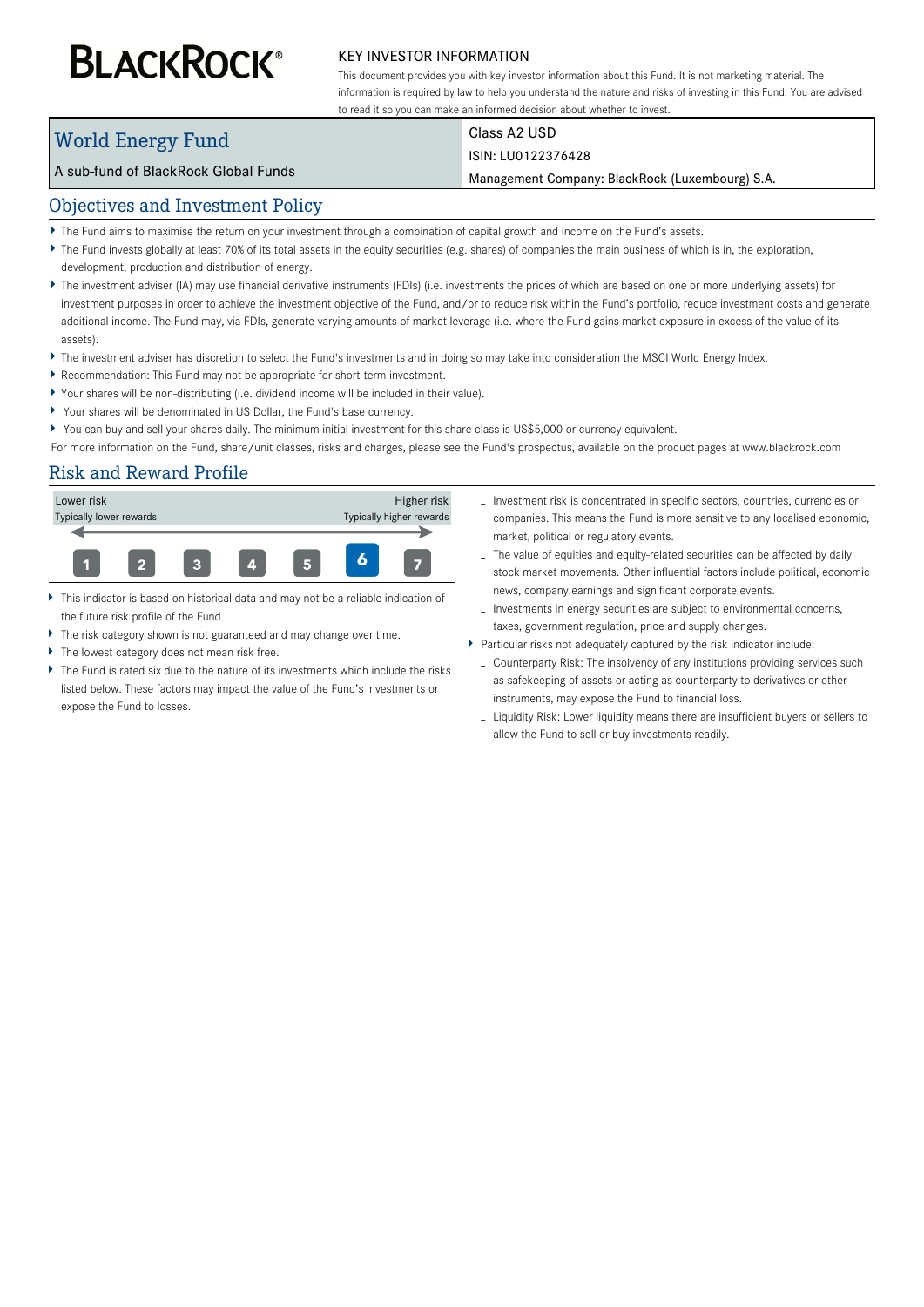**BLACKROCK®**

KEY INVESTOR INFORMATION

This document provides you with key investor information about this Fund. It is not marketing material. The information is required by law to help you understand the nature and risks of investing in this Fund. You are advised to read it so you can make an informed decision about whether to invest.

# World Energy Fund

A sub-fund of BlackRock Global Funds

Class A2 USD

ISIN: LU0122376428

Management Company: BlackRock (Luxembourg) S.A.

## Objectives and Investment Policy

- The Fund aims to maximise the return on your investment through a combination of capital growth and income on the Fund's assets.
- The Fund invests globally at least 70% of its total assets in the equity securities (e.g. shares) of companies the main business of which is in, the exploration, development, production and distribution of energy.
- The investment adviser (IA) may use financial derivative instruments (FDIs) (i.e. investments the prices of which are based on one or more underlying assets) for investment purposes in order to achieve the investment objective of the Fund, and/or to reduce risk within the Fund's portfolio, reduce investment costs and generate additional income. The Fund may, via FDIs, generate varying amounts of market leverage (i.e. where the Fund gains market exposure in excess of the value of its assets).
- The investment adviser has discretion to select the Fund's investments and in doing so may take into consideration the MSCI World Energy Index.
- Recommendation: This Fund may not be appropriate for short-term investment.
- Your shares will be non-distributing (i.e. dividend income will be included in their value).
- Your shares will be denominated in US Dollar, the Fund's base currency.
- You can buy and sell your shares daily. The minimum initial investment for this share class is US$5,000 or currency equivalent.

For more information on the Fund, share/unit classes, risks and charges, please see the Fund's prospectus, available on the product pages at www.blackrock.com

## Risk and Reward Profile

| Lower risk<br>Typically lower rewards | | | | | | Higher risk<br>Typically higher rewards |
|---|---|---|---|---|---|---|
| 1 | 2 | 3 | 4 | 5 | **6** | 7 |

- This indicator is based on historical data and may not be a reliable indication of the future risk profile of the Fund.
- The risk category shown is not guaranteed and may change over time.
- The lowest category does not mean risk free.
- The Fund is rated six due to the nature of its investments which include the risks listed below. These factors may impact the value of the Fund's investments or expose the Fund to losses.
  - Investment risk is concentrated in specific sectors, countries, currencies or companies. This means the Fund is more sensitive to any localised economic, market, political or regulatory events.
  - The value of equities and equity-related securities can be affected by daily stock market movements. Other influential factors include political, economic news, company earnings and significant corporate events.
  - Investments in energy securities are subject to environmental concerns, taxes, government regulation, price and supply changes.
- Particular risks not adequately captured by the risk indicator include:
  - Counterparty Risk: The insolvency of any institutions providing services such as safekeeping of assets or acting as counterparty to derivatives or other instruments, may expose the Fund to financial loss.
  - Liquidity Risk: Lower liquidity means there are insufficient buyers or sellers to allow the Fund to sell or buy investments readily.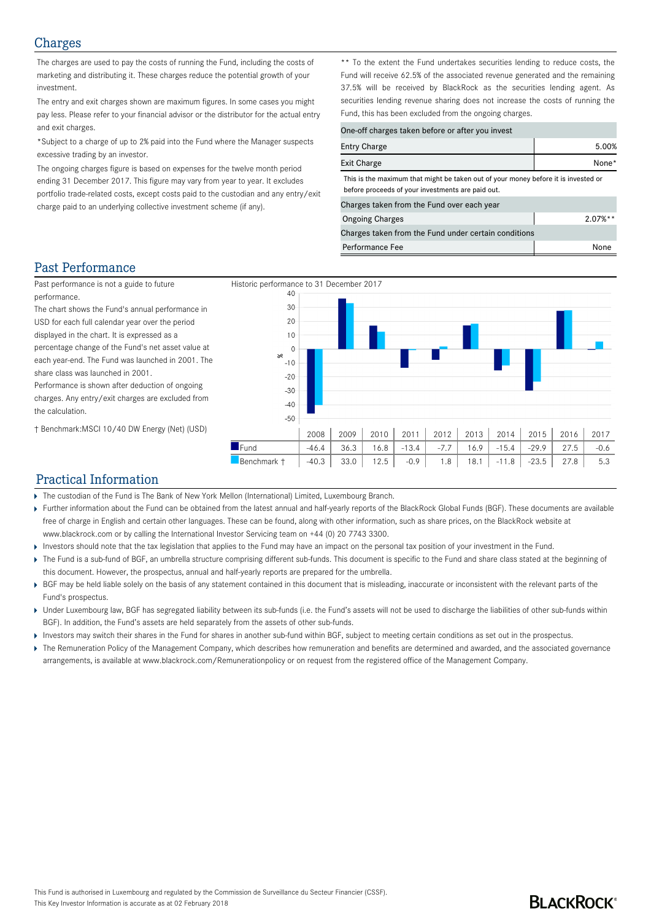## Charges

The charges are used to pay the costs of running the Fund, including the costs of marketing and distributing it. These charges reduce the potential growth of your investment.

The entry and exit charges shown are maximum figures. In some cases you might pay less. Please refer to your financial advisor or the distributor for the actual entry and exit charges.

*Subject to a charge of up to 2% paid into the Fund where the Manager suspects excessive trading by an investor.

The ongoing charges figure is based on expenses for the twelve month period ending 31 December 2017. This figure may vary from year to year. It excludes portfolio trade-related costs, except costs paid to the custodian and any entry/exit charge paid to an underlying collective investment scheme (if any).

** To the extent the Fund undertakes securities lending to reduce costs, the Fund will receive 62.5% of the associated revenue generated and the remaining 37.5% will be received by BlackRock as the securities lending agent. As securities lending revenue sharing does not increase the costs of running the Fund, this has been excluded from the ongoing charges.

| One-off charges taken before or after you invest | |
|---|---|
| Entry Charge | 5.00% |
| Exit Charge | None* |
| This is the maximum that might be taken out of your money before it is invested or before proceeds of your investments are paid out. | |
| **Charges taken from the Fund over each year** | |
| Ongoing Charges | 2.07%** |
| **Charges taken from the Fund under certain conditions** | |
| Performance Fee | None |

## Past Performance

Past performance is not a guide to future performance.

The chart shows the Fund's annual performance in USD for each full calendar year over the period displayed in the chart. It is expressed as a percentage change of the Fund's net asset value at each year-end. The Fund was launched in 2001. The share class was launched in 2001.

Performance is shown after deduction of ongoing charges. Any entry/exit charges are excluded from the calculation.

† Benchmark:MSCI 10/40 DW Energy (Net) (USD)

Historic performance to 31 December 2017

%

40
30
20
10
0
-10
-20
-30
-40
-50

| | 2008 | 2009 | 2010 | 2011 | 2012 | 2013 | 2014 | 2015 | 2016 | 2017 |
|---|---|---|---|---|---|---|---|---|---|---|
| Fund | -46.4 | 36.3 | 16.8 | -13.4 | -7.7 | 16.9 | -15.4 | -29.9 | 27.5 | -0.6 |
| Benchmark † | -40.3 | 33.0 | 12.5 | -0.9 | 1.8 | 18.1 | -11.8 | -23.5 | 27.8 | 5.3 |

## Practical Information

- The custodian of the Fund is The Bank of New York Mellon (International) Limited, Luxembourg Branch.
- Further information about the Fund can be obtained from the latest annual and half-yearly reports of the BlackRock Global Funds (BGF). These documents are available free of charge in English and certain other languages. These can be found, along with other information, such as share prices, on the BlackRock website at www.blackrock.com or by calling the International Investor Servicing team on +44 (0) 20 7743 3300.
- Investors should note that the tax legislation that applies to the Fund may have an impact on the personal tax position of your investment in the Fund.
- The Fund is a sub-fund of BGF, an umbrella structure comprising different sub-funds. This document is specific to the Fund and share class stated at the beginning of this document. However, the prospectus, annual and half-yearly reports are prepared for the umbrella.
- BGF may be held liable solely on the basis of any statement contained in this document that is misleading, inaccurate or inconsistent with the relevant parts of the Fund's prospectus.
- Under Luxembourg law, BGF has segregated liability between its sub-funds (i.e. the Fund's assets will not be used to discharge the liabilities of other sub-funds within BGF). In addition, the Fund's assets are held separately from the assets of other sub-funds.
- Investors may switch their shares in the Fund for shares in another sub-fund within BGF, subject to meeting certain conditions as set out in the prospectus.
- The Remuneration Policy of the Management Company, which describes how remuneration and benefits are determined and awarded, and the associated governance arrangements, is available at www.blackrock.com/Remunerationpolicy or on request from the registered office of the Management Company.

This Fund is authorised in Luxembourg and regulated by the Commission de Surveillance du Secteur Financier (CSSF).
This Key Investor Information is accurate as at 02 February 2018

BLACKROCK®